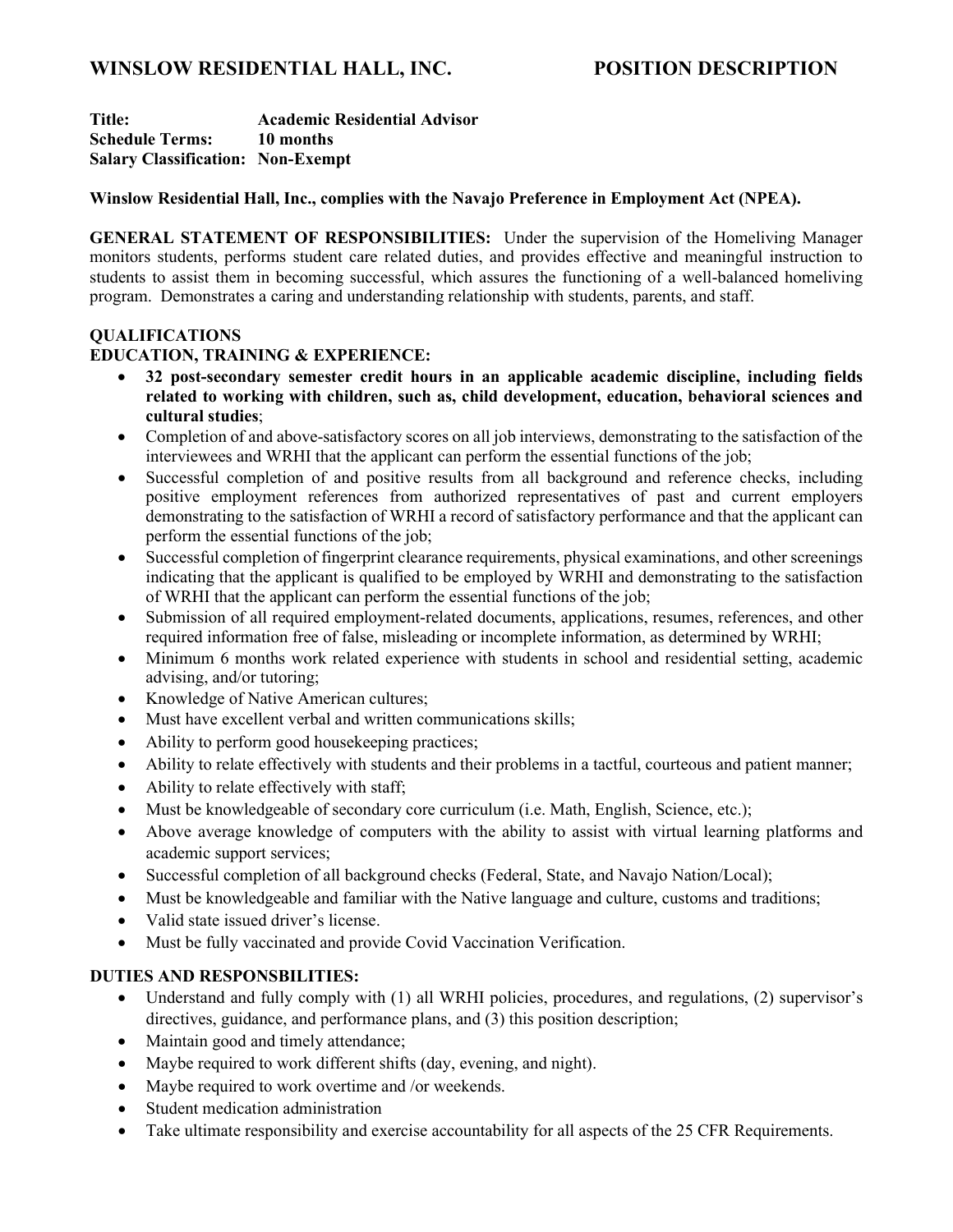# WINSLOW RESIDENTIAL HALL, INC. POSITION DESCRIPTION

**Title:** **Academic Residential Advisor**
**Schedule Terms:** **10 months**
**Salary Classification:** **Non-Exempt**

**Winslow Residential Hall, Inc., complies with the Navajo Preference in Employment Act (NPEA).**

**GENERAL STATEMENT OF RESPONSIBILITIES:** Under the supervision of the Homeliving Manager monitors students, performs student care related duties, and provides effective and meaningful instruction to students to assist them in becoming successful, which assures the functioning of a well-balanced homeliving program. Demonstrates a caring and understanding relationship with students, parents, and staff.

## QUALIFICATIONS

### EDUCATION, TRAINING & EXPERIENCE:

- **32 post-secondary semester credit hours in an applicable academic discipline, including fields related to working with children, such as, child development, education, behavioral sciences and cultural studies**;
- Completion of and above-satisfactory scores on all job interviews, demonstrating to the satisfaction of the interviewees and WRHI that the applicant can perform the essential functions of the job;
- Successful completion of and positive results from all background and reference checks, including positive employment references from authorized representatives of past and current employers demonstrating to the satisfaction of WRHI a record of satisfactory performance and that the applicant can perform the essential functions of the job;
- Successful completion of fingerprint clearance requirements, physical examinations, and other screenings indicating that the applicant is qualified to be employed by WRHI and demonstrating to the satisfaction of WRHI that the applicant can perform the essential functions of the job;
- Submission of all required employment-related documents, applications, resumes, references, and other required information free of false, misleading or incomplete information, as determined by WRHI;
- Minimum 6 months work related experience with students in school and residential setting, academic advising, and/or tutoring;
- Knowledge of Native American cultures;
- Must have excellent verbal and written communications skills;
- Ability to perform good housekeeping practices;
- Ability to relate effectively with students and their problems in a tactful, courteous and patient manner;
- Ability to relate effectively with staff;
- Must be knowledgeable of secondary core curriculum (i.e. Math, English, Science, etc.);
- Above average knowledge of computers with the ability to assist with virtual learning platforms and academic support services;
- Successful completion of all background checks (Federal, State, and Navajo Nation/Local);
- Must be knowledgeable and familiar with the Native language and culture, customs and traditions;
- Valid state issued driver's license.
- Must be fully vaccinated and provide Covid Vaccination Verification.

## DUTIES AND RESPONSBILITIES:

- Understand and fully comply with (1) all WRHI policies, procedures, and regulations, (2) supervisor's directives, guidance, and performance plans, and (3) this position description;
- Maintain good and timely attendance;
- Maybe required to work different shifts (day, evening, and night).
- Maybe required to work overtime and /or weekends.
- Student medication administration
- Take ultimate responsibility and exercise accountability for all aspects of the 25 CFR Requirements.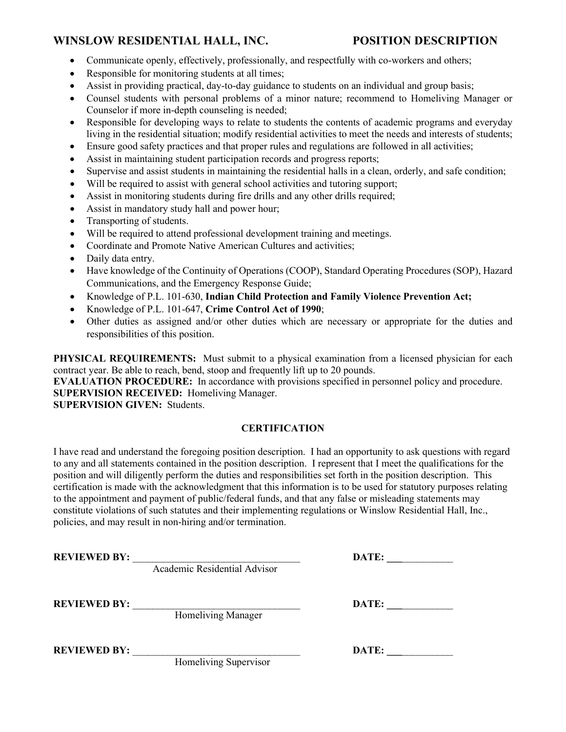- Communicate openly, effectively, professionally, and respectfully with co-workers and others;
- Responsible for monitoring students at all times;
- Assist in providing practical, day-to-day guidance to students on an individual and group basis;
- Counsel students with personal problems of a minor nature; recommend to Homeliving Manager or Counselor if more in-depth counseling is needed;
- Responsible for developing ways to relate to students the contents of academic programs and everyday living in the residential situation; modify residential activities to meet the needs and interests of students;
- Ensure good safety practices and that proper rules and regulations are followed in all activities;
- Assist in maintaining student participation records and progress reports;
- Supervise and assist students in maintaining the residential halls in a clean, orderly, and safe condition;
- Will be required to assist with general school activities and tutoring support;
- Assist in monitoring students during fire drills and any other drills required;
- Assist in mandatory study hall and power hour;
- Transporting of students.
- Will be required to attend professional development training and meetings.
- Coordinate and Promote Native American Cultures and activities;
- Daily data entry.
- Have knowledge of the Continuity of Operations (COOP), Standard Operating Procedures (SOP), Hazard Communications, and the Emergency Response Guide;
- Knowledge of P.L. 101-630, **Indian Child Protection and Family Violence Prevention Act;**
- Knowledge of P.L. 101-647, **Crime Control Act of 1990**;
- Other duties as assigned and/or other duties which are necessary or appropriate for the duties and responsibilities of this position.

**PHYSICAL REQUIREMENTS:** Must submit to a physical examination from a licensed physician for each contract year. Be able to reach, bend, stoop and frequently lift up to 20 pounds.
**EVALUATION PROCEDURE:** In accordance with provisions specified in personnel policy and procedure.
**SUPERVISION RECEIVED:** Homeliving Manager.
**SUPERVISION GIVEN:** Students.

## CERTIFICATION

I have read and understand the foregoing position description. I had an opportunity to ask questions with regard to any and all statements contained in the position description. I represent that I meet the qualifications for the position and will diligently perform the duties and responsibilities set forth in the position description. This certification is made with the acknowledgment that this information is to be used for statutory purposes relating to the appointment and payment of public/federal funds, and that any false or misleading statements may constitute violations of such statutes and their implementing regulations or Winslow Residential Hall, Inc., policies, and may result in non-hiring and/or termination.

**REVIEWED BY:** ________________________________ **DATE:** ______________
Academic Residential Advisor

**REVIEWED BY:** ________________________________ **DATE:** ______________
Homeliving Manager

**REVIEWED BY:** ________________________________ **DATE:** ______________
Homeliving Supervisor